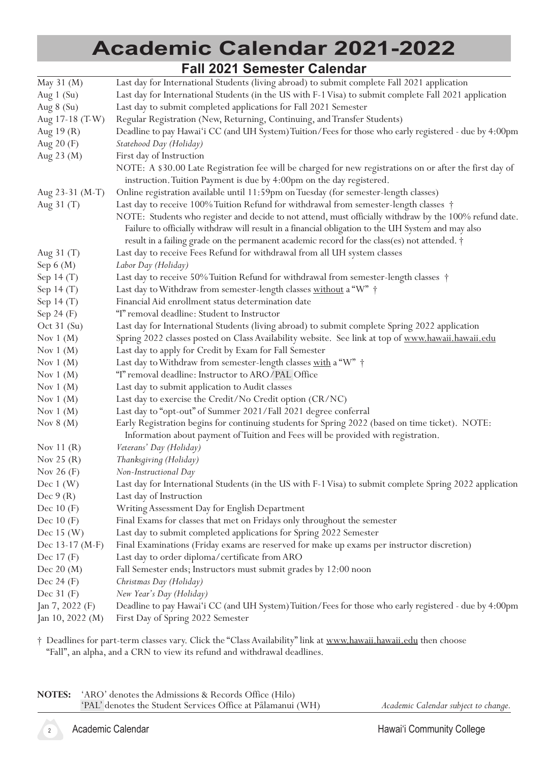# Academic Calendar 2021-2022

## Fall 2021 Semester Calendar

| Date | Event |
|---|---|
| May 31 (M) | Last day for International Students (living abroad) to submit complete Fall 2021 application |
| Aug 1 (Su) | Last day for International Students (in the US with F-1 Visa) to submit complete Fall 2021 application |
| Aug 8 (Su) | Last day to submit completed applications for Fall 2021 Semester |
| Aug 17-18 (T-W) | Regular Registration (New, Returning, Continuing, and Transfer Students) |
| Aug 19 (R) | Deadline to pay Hawai'i CC (and UH System) Tuition/Fees for those who early registered - due by 4:00pm |
| Aug 20 (F) | *Statehood Day (Holiday)* |
| Aug 23 (M) | First day of Instruction |
| | NOTE: A $30.00 Late Registration fee will be charged for new registrations on or after the first day of instruction. Tuition Payment is due by 4:00pm on the day registered. |
| Aug 23-31 (M-T) | Online registration available until 11:59pm on Tuesday (for semester-length classes) |
| Aug 31 (T) | Last day to receive 100% Tuition Refund for withdrawal from semester-length classes † |
| | NOTE: Students who register and decide to not attend, must officially withdraw by the 100% refund date. Failure to officially withdraw will result in a financial obligation to the UH System and may also result in a failing grade on the permanent academic record for the class(es) not attended. † |
| Aug 31 (T) | Last day to receive Fees Refund for withdrawal from all UH system classes |
| Sep 6 (M) | *Labor Day (Holiday)* |
| Sep 14 (T) | Last day to receive 50% Tuition Refund for withdrawal from semester-length classes † |
| Sep 14 (T) | Last day to Withdraw from semester-length classes <u>without</u> a "W" † |
| Sep 14 (T) | Financial Aid enrollment status determination date |
| Sep 24 (F) | "I" removal deadline: Student to Instructor |
| Oct 31 (Su) | Last day for International Students (living abroad) to submit complete Spring 2022 application |
| Nov 1 (M) | Spring 2022 classes posted on Class Availability website. See link at top of www.hawaii.hawaii.edu |
| Nov 1 (M) | Last day to apply for Credit by Exam for Fall Semester |
| Nov 1 (M) | Last day to Withdraw from semester-length classes <u>with</u> a "W" † |
| Nov 1 (M) | "I" removal deadline: Instructor to ARO/PAL Office |
| Nov 1 (M) | Last day to submit application to Audit classes |
| Nov 1 (M) | Last day to exercise the Credit/No Credit option (CR/NC) |
| Nov 1 (M) | Last day to "opt-out" of Summer 2021/Fall 2021 degree conferral |
| Nov 8 (M) | Early Registration begins for continuing students for Spring 2022 (based on time ticket). NOTE: Information about payment of Tuition and Fees will be provided with registration. |
| Nov 11 (R) | *Veterans' Day (Holiday)* |
| Nov 25 (R) | *Thanksgiving (Holiday)* |
| Nov 26 (F) | *Non-Instructional Day* |
| Dec 1 (W) | Last day for International Students (in the US with F-1 Visa) to submit complete Spring 2022 application |
| Dec 9 (R) | Last day of Instruction |
| Dec 10 (F) | Writing Assessment Day for English Department |
| Dec 10 (F) | Final Exams for classes that met on Fridays only throughout the semester |
| Dec 15 (W) | Last day to submit completed applications for Spring 2022 Semester |
| Dec 13-17 (M-F) | Final Examinations (Friday exams are reserved for make up exams per instructor discretion) |
| Dec 17 (F) | Last day to order diploma/certificate from ARO |
| Dec 20 (M) | Fall Semester ends; Instructors must submit grades by 12:00 noon |
| Dec 24 (F) | *Christmas Day (Holiday)* |
| Dec 31 (F) | *New Year's Day (Holiday)* |
| Jan 7, 2022 (F) | Deadline to pay Hawai'i CC (and UH System) Tuition/Fees for those who early registered - due by 4:00pm |
| Jan 10, 2022 (M) | First Day of Spring 2022 Semester |

† Deadlines for part-term classes vary. Click the "Class Availability" link at www.hawaii.hawaii.edu then choose "Fall", an alpha, and a CRN to view its refund and withdrawal deadlines.

**NOTES:** 'ARO' denotes the Admissions & Records Office (Hilo)
'PAL' denotes the Student Services Office at Pālamanui (WH)

*Academic Calendar subject to change.*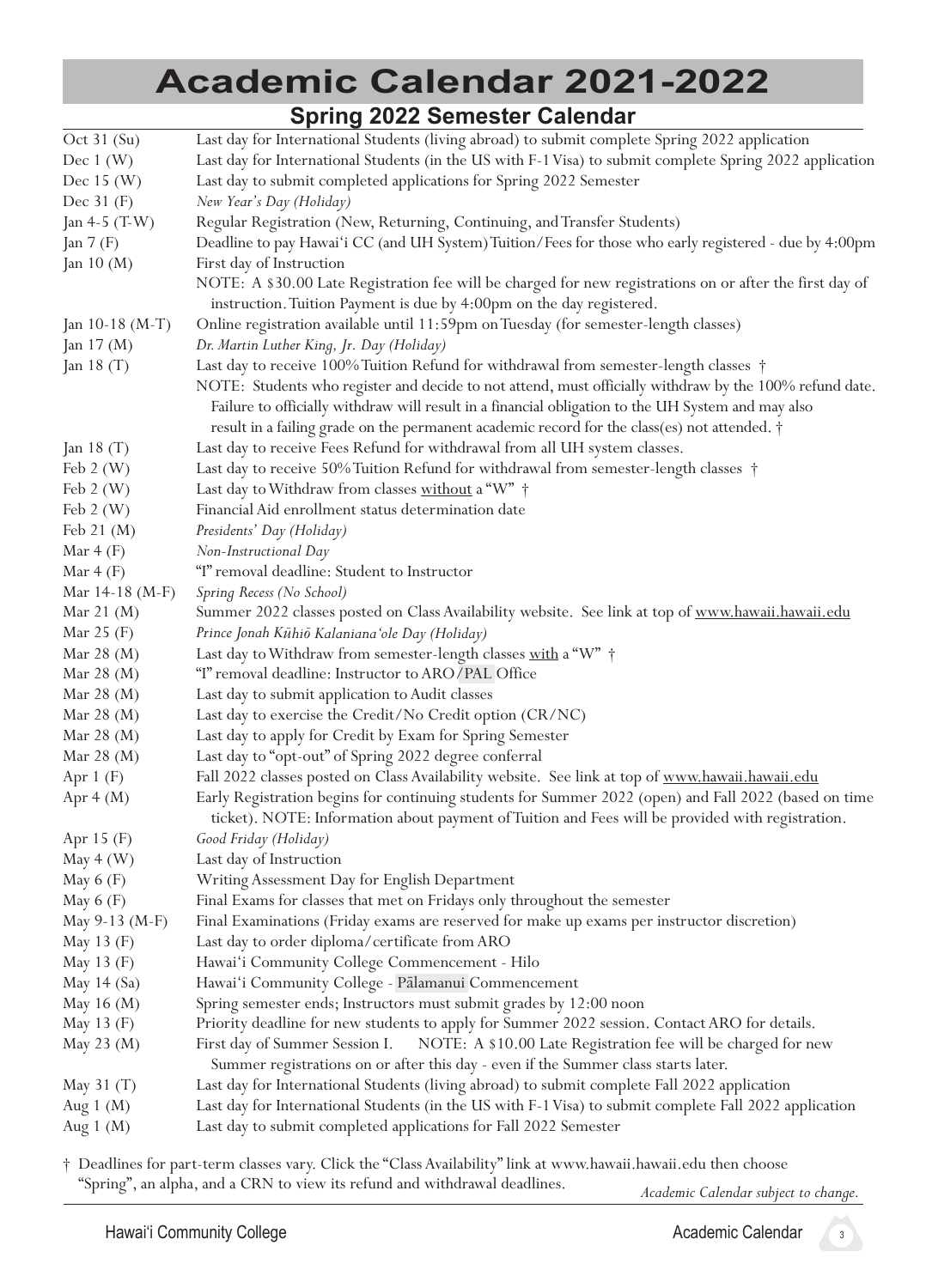# Academic Calendar 2021-2022

## Spring 2022 Semester Calendar

| | |
|---|---|
| Oct 31 (Su) | Last day for International Students (living abroad) to submit complete Spring 2022 application |
| Dec 1 (W) | Last day for International Students (in the US with F-1 Visa) to submit complete Spring 2022 application |
| Dec 15 (W) | Last day to submit completed applications for Spring 2022 Semester |
| Dec 31 (F) | *New Year's Day (Holiday)* |
| Jan 4-5 (T-W) | Regular Registration (New, Returning, Continuing, and Transfer Students) |
| Jan 7 (F) | Deadline to pay Hawai'i CC (and UH System) Tuition/Fees for those who early registered - due by 4:00pm |
| Jan 10 (M) | First day of Instruction<br>NOTE: A $30.00 Late Registration fee will be charged for new registrations on or after the first day of instruction. Tuition Payment is due by 4:00pm on the day registered. |
| Jan 10-18 (M-T) | Online registration available until 11:59pm on Tuesday (for semester-length classes) |
| Jan 17 (M) | *Dr. Martin Luther King, Jr. Day (Holiday)* |
| Jan 18 (T) | Last day to receive 100% Tuition Refund for withdrawal from semester-length classes †<br>NOTE: Students who register and decide to not attend, must officially withdraw by the 100% refund date. Failure to officially withdraw will result in a financial obligation to the UH System and may also result in a failing grade on the permanent academic record for the class(es) not attended. † |
| Jan 18 (T) | Last day to receive Fees Refund for withdrawal from all UH system classes. |
| Feb 2 (W) | Last day to receive 50% Tuition Refund for withdrawal from semester-length classes † |
| Feb 2 (W) | Last day to Withdraw from classes without a "W" † |
| Feb 2 (W) | Financial Aid enrollment status determination date |
| Feb 21 (M) | *Presidents' Day (Holiday)* |
| Mar 4 (F) | *Non-Instructional Day* |
| Mar 4 (F) | "I" removal deadline: Student to Instructor |
| Mar 14-18 (M-F) | *Spring Recess (No School)* |
| Mar 21 (M) | Summer 2022 classes posted on Class Availability website. See link at top of www.hawaii.hawaii.edu |
| Mar 25 (F) | *Prince Jonah Kūhiō Kalaniana'ole Day (Holiday)* |
| Mar 28 (M) | Last day to Withdraw from semester-length classes with a "W" † |
| Mar 28 (M) | "I" removal deadline: Instructor to ARO/PAL Office |
| Mar 28 (M) | Last day to submit application to Audit classes |
| Mar 28 (M) | Last day to exercise the Credit/No Credit option (CR/NC) |
| Mar 28 (M) | Last day to apply for Credit by Exam for Spring Semester |
| Mar 28 (M) | Last day to "opt-out" of Spring 2022 degree conferral |
| Apr 1 (F) | Fall 2022 classes posted on Class Availability website. See link at top of www.hawaii.hawaii.edu |
| Apr 4 (M) | Early Registration begins for continuing students for Summer 2022 (open) and Fall 2022 (based on time ticket). NOTE: Information about payment of Tuition and Fees will be provided with registration. |
| Apr 15 (F) | *Good Friday (Holiday)* |
| May 4 (W) | Last day of Instruction |
| May 6 (F) | Writing Assessment Day for English Department |
| May 6 (F) | Final Exams for classes that met on Fridays only throughout the semester |
| May 9-13 (M-F) | Final Examinations (Friday exams are reserved for make up exams per instructor discretion) |
| May 13 (F) | Last day to order diploma/certificate from ARO |
| May 13 (F) | Hawai'i Community College Commencement - Hilo |
| May 14 (Sa) | Hawai'i Community College - Pālamanui Commencement |
| May 16 (M) | Spring semester ends; Instructors must submit grades by 12:00 noon |
| May 13 (F) | Priority deadline for new students to apply for Summer 2022 session. Contact ARO for details. |
| May 23 (M) | First day of Summer Session I. NOTE: A $10.00 Late Registration fee will be charged for new Summer registrations on or after this day - even if the Summer class starts later. |
| May 31 (T) | Last day for International Students (living abroad) to submit complete Fall 2022 application |
| Aug 1 (M) | Last day for International Students (in the US with F-1 Visa) to submit complete Fall 2022 application |
| Aug 1 (M) | Last day to submit completed applications for Fall 2022 Semester |

† Deadlines for part-term classes vary. Click the "Class Availability" link at www.hawaii.hawaii.edu then choose "Spring", an alpha, and a CRN to view its refund and withdrawal deadlines.

*Academic Calendar subject to change.*